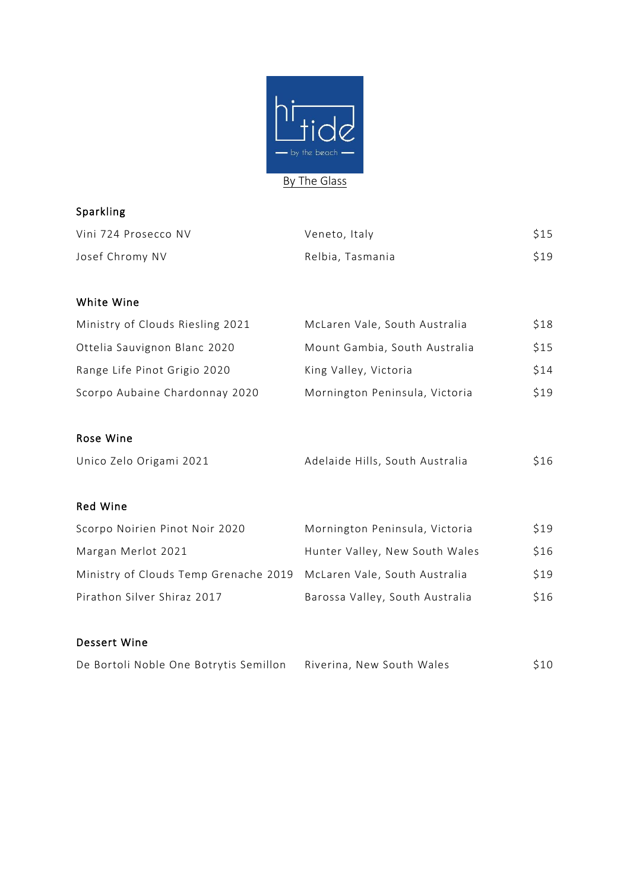hi tide

— by the beach —

By The Glass

## Sparkling

| | | |
|---|---|---|
| Vini 724 Prosecco NV | Veneto, Italy | $15 |
| Josef Chromy NV | Relbia, Tasmania | $19 |

## White Wine

| | | |
|---|---|---|
| Ministry of Clouds Riesling 2021 | McLaren Vale, South Australia | $18 |
| Ottelia Sauvignon Blanc 2020 | Mount Gambia, South Australia | $15 |
| Range Life Pinot Grigio 2020 | King Valley, Victoria | $14 |
| Scorpo Aubaine Chardonnay 2020 | Mornington Peninsula, Victoria | $19 |

## Rose Wine

| | | |
|---|---|---|
| Unico Zelo Origami 2021 | Adelaide Hills, South Australia | $16 |

## Red Wine

| | | |
|---|---|---|
| Scorpo Noirien Pinot Noir 2020 | Mornington Peninsula, Victoria | $19 |
| Margan Merlot 2021 | Hunter Valley, New South Wales | $16 |
| Ministry of Clouds Temp Grenache 2019 | McLaren Vale, South Australia | $19 |
| Pirathon Silver Shiraz 2017 | Barossa Valley, South Australia | $16 |

## Dessert Wine

| | | |
|---|---|---|
| De Bortoli Noble One Botrytis Semillon | Riverina, New South Wales | $10 |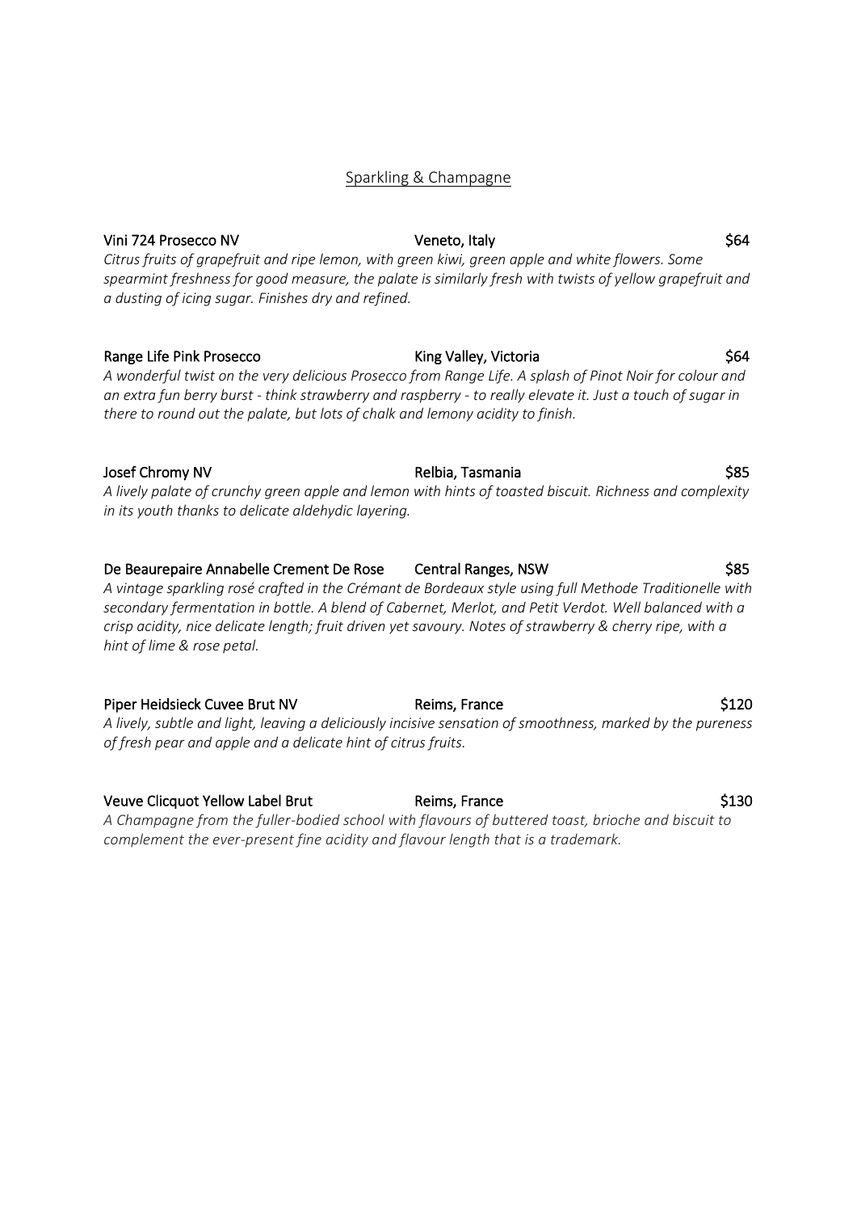## Sparkling & Champagne

**Vini 724 Prosecco NV** Veneto, Italy $64

*Citrus fruits of grapefruit and ripe lemon, with green kiwi, green apple and white flowers. Some spearmint freshness for good measure, the palate is similarly fresh with twists of yellow grapefruit and a dusting of icing sugar. Finishes dry and refined.*

**Range Life Pink Prosecco** King Valley, Victoria $64

*A wonderful twist on the very delicious Prosecco from Range Life. A splash of Pinot Noir for colour and an extra fun berry burst - think strawberry and raspberry - to really elevate it. Just a touch of sugar in there to round out the palate, but lots of chalk and lemony acidity to finish.*

**Josef Chromy NV** Relbia, Tasmania $85

*A lively palate of crunchy green apple and lemon with hints of toasted biscuit. Richness and complexity in its youth thanks to delicate aldehydic layering.*

**De Beaurepaire Annabelle Crement De Rose** Central Ranges, NSW $85

*A vintage sparkling rosé crafted in the Crémant de Bordeaux style using full Methode Traditionelle with secondary fermentation in bottle. A blend of Cabernet, Merlot, and Petit Verdot. Well balanced with a crisp acidity, nice delicate length; fruit driven yet savoury. Notes of strawberry & cherry ripe, with a hint of lime & rose petal.*

**Piper Heidsieck Cuvee Brut NV** Reims, France $120

*A lively, subtle and light, leaving a deliciously incisive sensation of smoothness, marked by the pureness of fresh pear and apple and a delicate hint of citrus fruits.*

**Veuve Clicquot Yellow Label Brut** Reims, France $130

*A Champagne from the fuller-bodied school with flavours of buttered toast, brioche and biscuit to complement the ever-present fine acidity and flavour length that is a trademark.*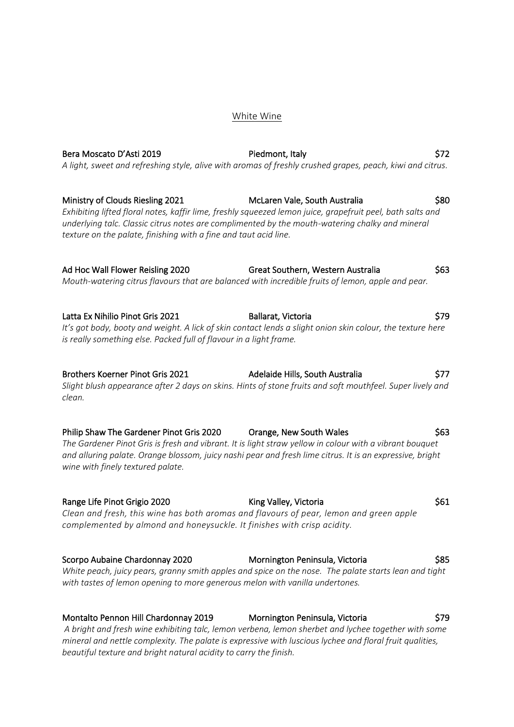## White Wine

**Bera Moscato D'Asti 2019** — **Piedmont, Italy** — **$72**

*A light, sweet and refreshing style, alive with aromas of freshly crushed grapes, peach, kiwi and citrus.*

**Ministry of Clouds Riesling 2021** — **McLaren Vale, South Australia** — **$80**

*Exhibiting lifted floral notes, kaffir lime, freshly squeezed lemon juice, grapefruit peel, bath salts and underlying talc. Classic citrus notes are complimented by the mouth-watering chalky and mineral texture on the palate, finishing with a fine and taut acid line.*

**Ad Hoc Wall Flower Reisling 2020** — **Great Southern, Western Australia** — **$63**

*Mouth-watering citrus flavours that are balanced with incredible fruits of lemon, apple and pear.*

**Latta Ex Nihilio Pinot Gris 2021** — **Ballarat, Victoria** — **$79**

*It's got body, booty and weight. A lick of skin contact lends a slight onion skin colour, the texture here is really something else. Packed full of flavour in a light frame.*

**Brothers Koerner Pinot Gris 2021** — **Adelaide Hills, South Australia** — **$77**

*Slight blush appearance after 2 days on skins. Hints of stone fruits and soft mouthfeel. Super lively and clean.*

**Philip Shaw The Gardener Pinot Gris 2020** — **Orange, New South Wales** — **$63**

*The Gardener Pinot Gris is fresh and vibrant. It is light straw yellow in colour with a vibrant bouquet and alluring palate. Orange blossom, juicy nashi pear and fresh lime citrus. It is an expressive, bright wine with finely textured palate.*

**Range Life Pinot Grigio 2020** — **King Valley, Victoria** — **$61**

*Clean and fresh, this wine has both aromas and flavours of pear, lemon and green apple complemented by almond and honeysuckle. It finishes with crisp acidity.*

**Scorpo Aubaine Chardonnay 2020** — **Mornington Peninsula, Victoria** — **$85**

*White peach, juicy pears, granny smith apples and spice on the nose. The palate starts lean and tight with tastes of lemon opening to more generous melon with vanilla undertones.*

**Montalto Pennon Hill Chardonnay 2019** — **Mornington Peninsula, Victoria** — **$79**

*A bright and fresh wine exhibiting talc, lemon verbena, lemon sherbet and lychee together with some mineral and nettle complexity. The palate is expressive with luscious lychee and floral fruit qualities, beautiful texture and bright natural acidity to carry the finish.*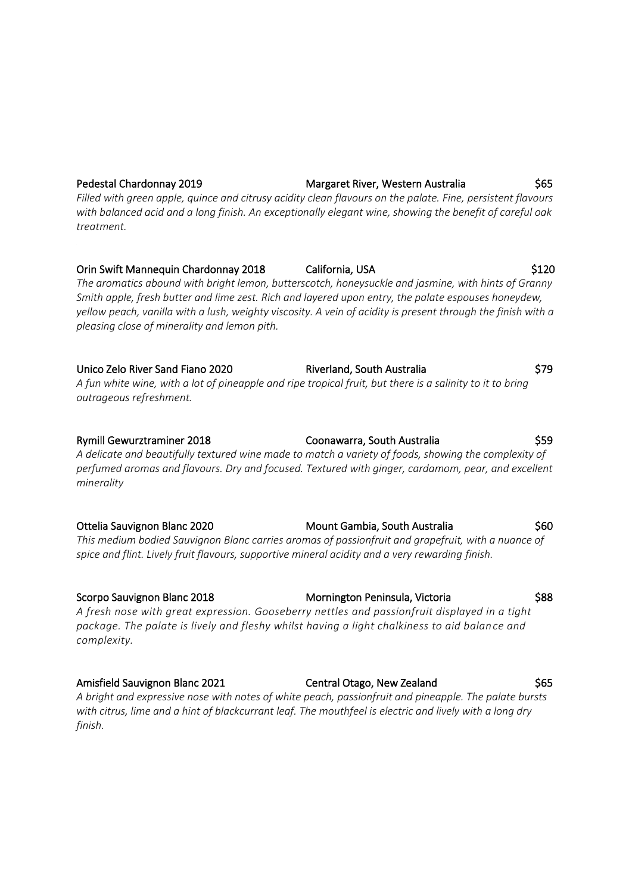**Pedestal Chardonnay 2019** Margaret River, Western Australia $65

*Filled with green apple, quince and citrusy acidity clean flavours on the palate. Fine, persistent flavours with balanced acid and a long finish. An exceptionally elegant wine, showing the benefit of careful oak treatment.*

**Orin Swift Mannequin Chardonnay 2018** California, USA $120

*The aromatics abound with bright lemon, butterscotch, honeysuckle and jasmine, with hints of Granny Smith apple, fresh butter and lime zest. Rich and layered upon entry, the palate espouses honeydew, yellow peach, vanilla with a lush, weighty viscosity. A vein of acidity is present through the finish with a pleasing close of minerality and lemon pith.*

**Unico Zelo River Sand Fiano 2020** Riverland, South Australia $79

*A fun white wine, with a lot of pineapple and ripe tropical fruit, but there is a salinity to it to bring outrageous refreshment.*

**Rymill Gewurztraminer 2018** Coonawarra, South Australia $59

*A delicate and beautifully textured wine made to match a variety of foods, showing the complexity of perfumed aromas and flavours. Dry and focused. Textured with ginger, cardamom, pear, and excellent minerality*

**Ottelia Sauvignon Blanc 2020** Mount Gambia, South Australia $60

*This medium bodied Sauvignon Blanc carries aromas of passionfruit and grapefruit, with a nuance of spice and flint. Lively fruit flavours, supportive mineral acidity and a very rewarding finish.*

**Scorpo Sauvignon Blanc 2018** Mornington Peninsula, Victoria $88

*A fresh nose with great expression. Gooseberry nettles and passionfruit displayed in a tight package. The palate is lively and fleshy whilst having a light chalkiness to aid balance and complexity.*

**Amisfield Sauvignon Blanc 2021** Central Otago, New Zealand $65

*A bright and expressive nose with notes of white peach, passionfruit and pineapple. The palate bursts with citrus, lime and a hint of blackcurrant leaf. The mouthfeel is electric and lively with a long dry finish.*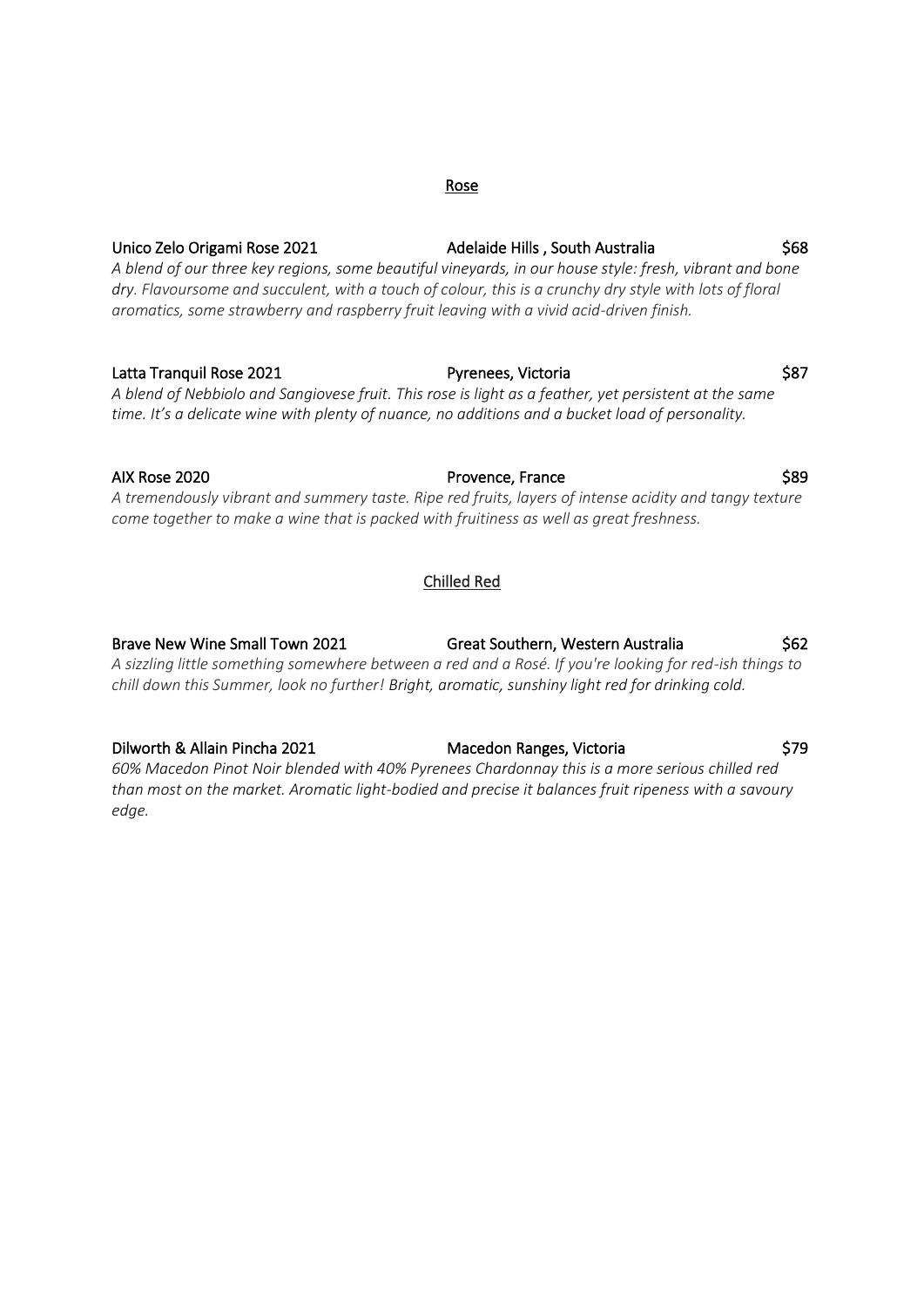## Rose

**Unico Zelo Origami Rose 2021** — **Adelaide Hills , South Australia** — **$68**

*A blend of our three key regions, some beautiful vineyards, in our house style: fresh, vibrant and bone dry. Flavoursome and succulent, with a touch of colour, this is a crunchy dry style with lots of floral aromatics, some strawberry and raspberry fruit leaving with a vivid acid-driven finish.*

**Latta Tranquil Rose 2021** — **Pyrenees, Victoria** — **$87**

*A blend of Nebbiolo and Sangiovese fruit. This rose is light as a feather, yet persistent at the same time. It's a delicate wine with plenty of nuance, no additions and a bucket load of personality.*

**AIX Rose 2020** — **Provence, France** — **$89**

*A tremendously vibrant and summery taste. Ripe red fruits, layers of intense acidity and tangy texture come together to make a wine that is packed with fruitiness as well as great freshness.*

## Chilled Red

**Brave New Wine Small Town 2021** — **Great Southern, Western Australia** — **$62**

*A sizzling little something somewhere between a red and a Rosé. If you're looking for red-ish things to chill down this Summer, look no further! Bright, aromatic, sunshiny light red for drinking cold.*

**Dilworth & Allain Pincha 2021** — **Macedon Ranges, Victoria** — **$79**

*60% Macedon Pinot Noir blended with 40% Pyrenees Chardonnay this is a more serious chilled red than most on the market. Aromatic light-bodied and precise it balances fruit ripeness with a savoury edge.*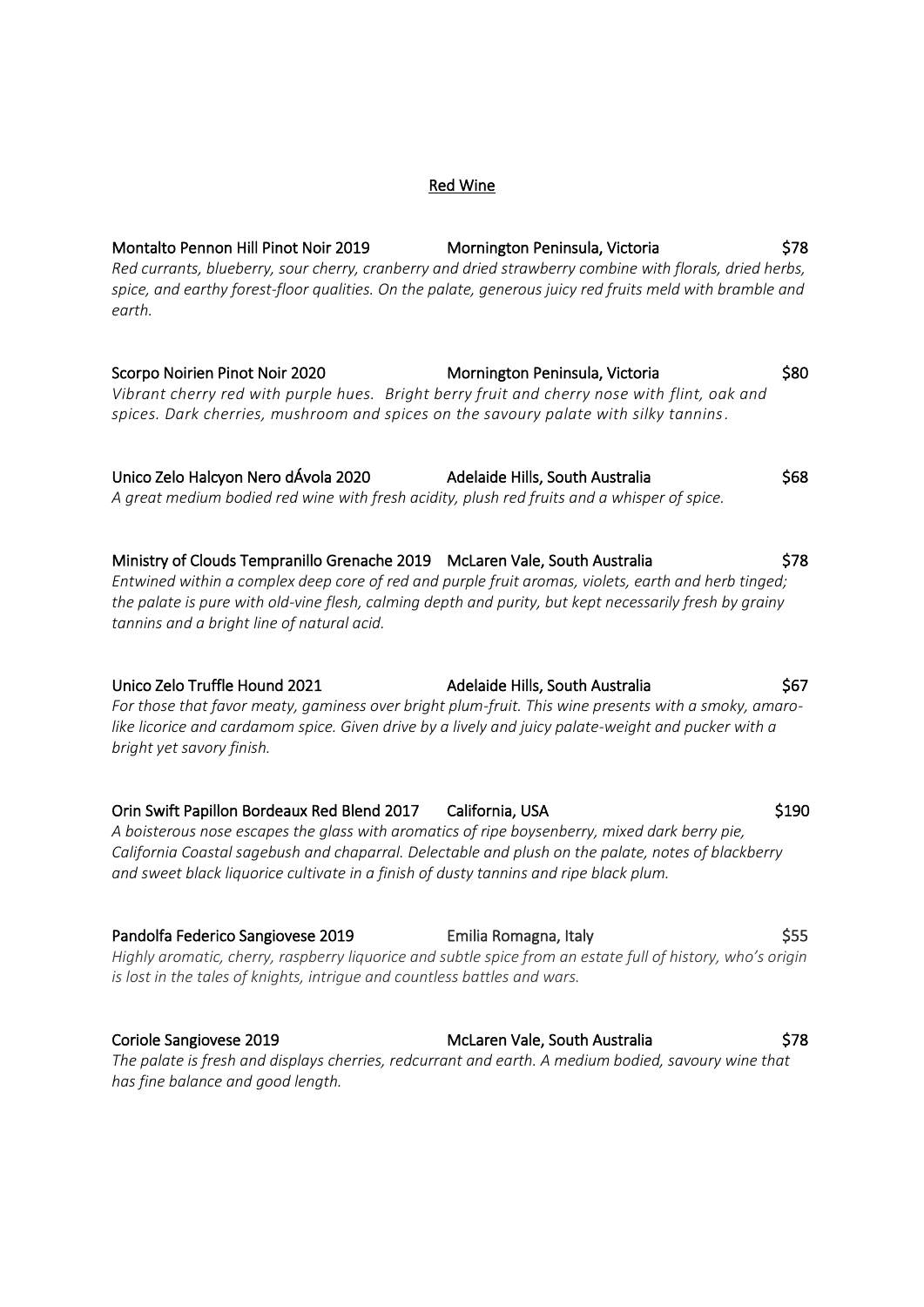## Red Wine

**Montalto Pennon Hill Pinot Noir 2019** Mornington Peninsula, Victoria $78

*Red currants, blueberry, sour cherry, cranberry and dried strawberry combine with florals, dried herbs, spice, and earthy forest-floor qualities. On the palate, generous juicy red fruits meld with bramble and earth.*

**Scorpo Noirien Pinot Noir 2020** Mornington Peninsula, Victoria $80

*Vibrant cherry red with purple hues. Bright berry fruit and cherry nose with flint, oak and spices. Dark cherries, mushroom and spices on the savoury palate with silky tannins.*

**Unico Zelo Halcyon Nero dÁvola 2020** Adelaide Hills, South Australia $68

*A great medium bodied red wine with fresh acidity, plush red fruits and a whisper of spice.*

**Ministry of Clouds Tempranillo Grenache 2019** McLaren Vale, South Australia $78

*Entwined within a complex deep core of red and purple fruit aromas, violets, earth and herb tinged; the palate is pure with old-vine flesh, calming depth and purity, but kept necessarily fresh by grainy tannins and a bright line of natural acid.*

**Unico Zelo Truffle Hound 2021** Adelaide Hills, South Australia $67

*For those that favor meaty, gaminess over bright plum-fruit. This wine presents with a smoky, amaro-like licorice and cardamom spice. Given drive by a lively and juicy palate-weight and pucker with a bright yet savory finish.*

**Orin Swift Papillon Bordeaux Red Blend 2017** California, USA $190

*A boisterous nose escapes the glass with aromatics of ripe boysenberry, mixed dark berry pie, California Coastal sagebush and chaparral. Delectable and plush on the palate, notes of blackberry and sweet black liquorice cultivate in a finish of dusty tannins and ripe black plum.*

**Pandolfa Federico Sangiovese 2019** Emilia Romagna, Italy $55

*Highly aromatic, cherry, raspberry liquorice and subtle spice from an estate full of history, who's origin is lost in the tales of knights, intrigue and countless battles and wars.*

**Coriole Sangiovese 2019** McLaren Vale, South Australia $78

*The palate is fresh and displays cherries, redcurrant and earth. A medium bodied, savoury wine that has fine balance and good length.*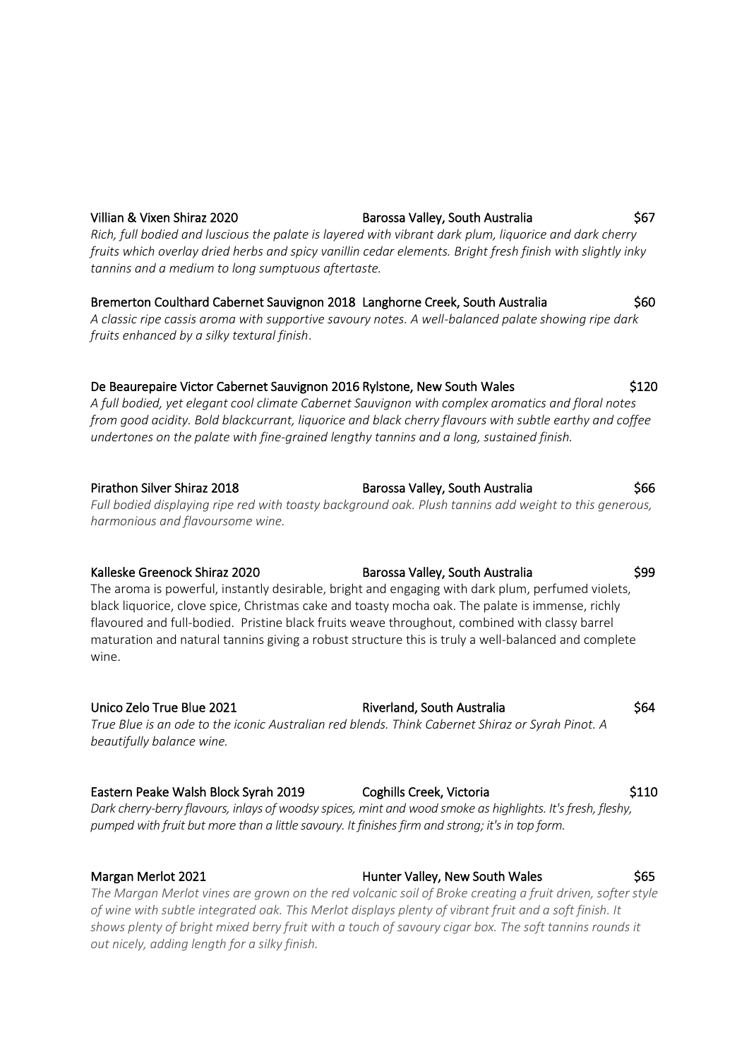Villian & Vixen Shiraz 2020 Barossa Valley, South Australia $67

*Rich, full bodied and luscious the palate is layered with vibrant dark plum, liquorice and dark cherry fruits which overlay dried herbs and spicy vanillin cedar elements. Bright fresh finish with slightly inky tannins and a medium to long sumptuous aftertaste.*

Bremerton Coulthard Cabernet Sauvignon 2018 Langhorne Creek, South Australia $60

*A classic ripe cassis aroma with supportive savoury notes. A well-balanced palate showing ripe dark fruits enhanced by a silky textural finish*.

De Beaurepaire Victor Cabernet Sauvignon 2016 Rylstone, New South Wales $120

*A full bodied, yet elegant cool climate Cabernet Sauvignon with complex aromatics and floral notes from good acidity. Bold blackcurrant, liquorice and black cherry flavours with subtle earthy and coffee undertones on the palate with fine-grained lengthy tannins and a long, sustained finish.*

Pirathon Silver Shiraz 2018 Barossa Valley, South Australia $66

*Full bodied displaying ripe red with toasty background oak. Plush tannins add weight to this generous, harmonious and flavoursome wine.*

Kalleske Greenock Shiraz 2020 Barossa Valley, South Australia $99

The aroma is powerful, instantly desirable, bright and engaging with dark plum, perfumed violets, black liquorice, clove spice, Christmas cake and toasty mocha oak. The palate is immense, richly flavoured and full-bodied. Pristine black fruits weave throughout, combined with classy barrel maturation and natural tannins giving a robust structure this is truly a well-balanced and complete wine.

Unico Zelo True Blue 2021 Riverland, South Australia $64

*True Blue is an ode to the iconic Australian red blends. Think Cabernet Shiraz or Syrah Pinot. A beautifully balance wine.*

Eastern Peake Walsh Block Syrah 2019 Coghills Creek, Victoria $110

*Dark cherry-berry flavours, inlays of woodsy spices, mint and wood smoke as highlights. It's fresh, fleshy, pumped with fruit but more than a little savoury. It finishes firm and strong; it's in top form.*

Margan Merlot 2021 Hunter Valley, New South Wales $65

*The Margan Merlot vines are grown on the red volcanic soil of Broke creating a fruit driven, softer style of wine with subtle integrated oak. This Merlot displays plenty of vibrant fruit and a soft finish. It shows plenty of bright mixed berry fruit with a touch of savoury cigar box. The soft tannins rounds it out nicely, adding length for a silky finish.*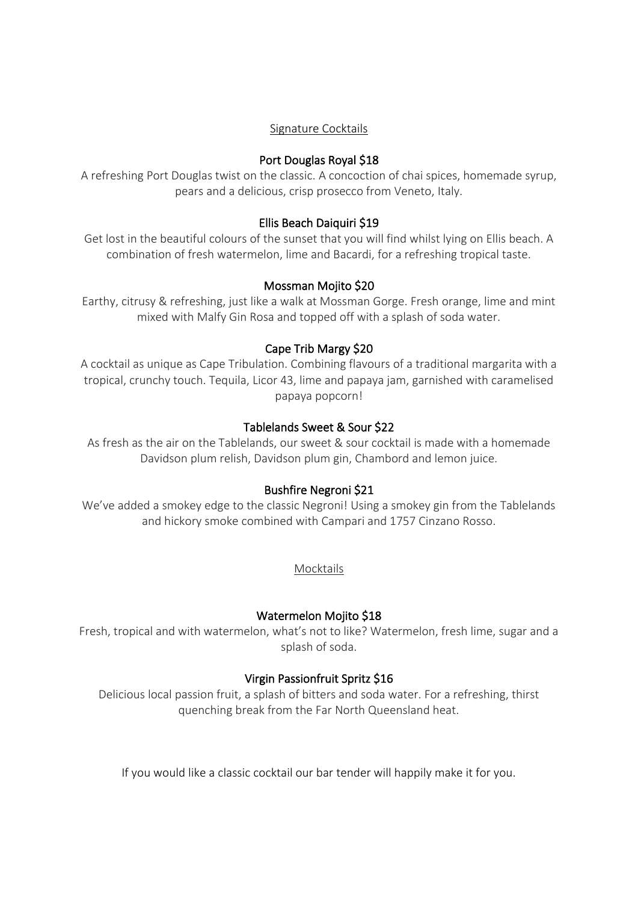## Signature Cocktails

### Port Douglas Royal $18

A refreshing Port Douglas twist on the classic. A concoction of chai spices, homemade syrup, pears and a delicious, crisp prosecco from Veneto, Italy.

### Ellis Beach Daiquiri $19

Get lost in the beautiful colours of the sunset that you will find whilst lying on Ellis beach. A combination of fresh watermelon, lime and Bacardi, for a refreshing tropical taste.

### Mossman Mojito $20

Earthy, citrusy & refreshing, just like a walk at Mossman Gorge. Fresh orange, lime and mint mixed with Malfy Gin Rosa and topped off with a splash of soda water.

### Cape Trib Margy $20

A cocktail as unique as Cape Tribulation. Combining flavours of a traditional margarita with a tropical, crunchy touch. Tequila, Licor 43, lime and papaya jam, garnished with caramelised papaya popcorn!

### Tablelands Sweet & Sour $22

As fresh as the air on the Tablelands, our sweet & sour cocktail is made with a homemade Davidson plum relish, Davidson plum gin, Chambord and lemon juice.

### Bushfire Negroni $21

We've added a smokey edge to the classic Negroni! Using a smokey gin from the Tablelands and hickory smoke combined with Campari and 1757 Cinzano Rosso.

## Mocktails

### Watermelon Mojito $18

Fresh, tropical and with watermelon, what's not to like? Watermelon, fresh lime, sugar and a splash of soda.

### Virgin Passionfruit Spritz $16

Delicious local passion fruit, a splash of bitters and soda water. For a refreshing, thirst quenching break from the Far North Queensland heat.

If you would like a classic cocktail our bar tender will happily make it for you.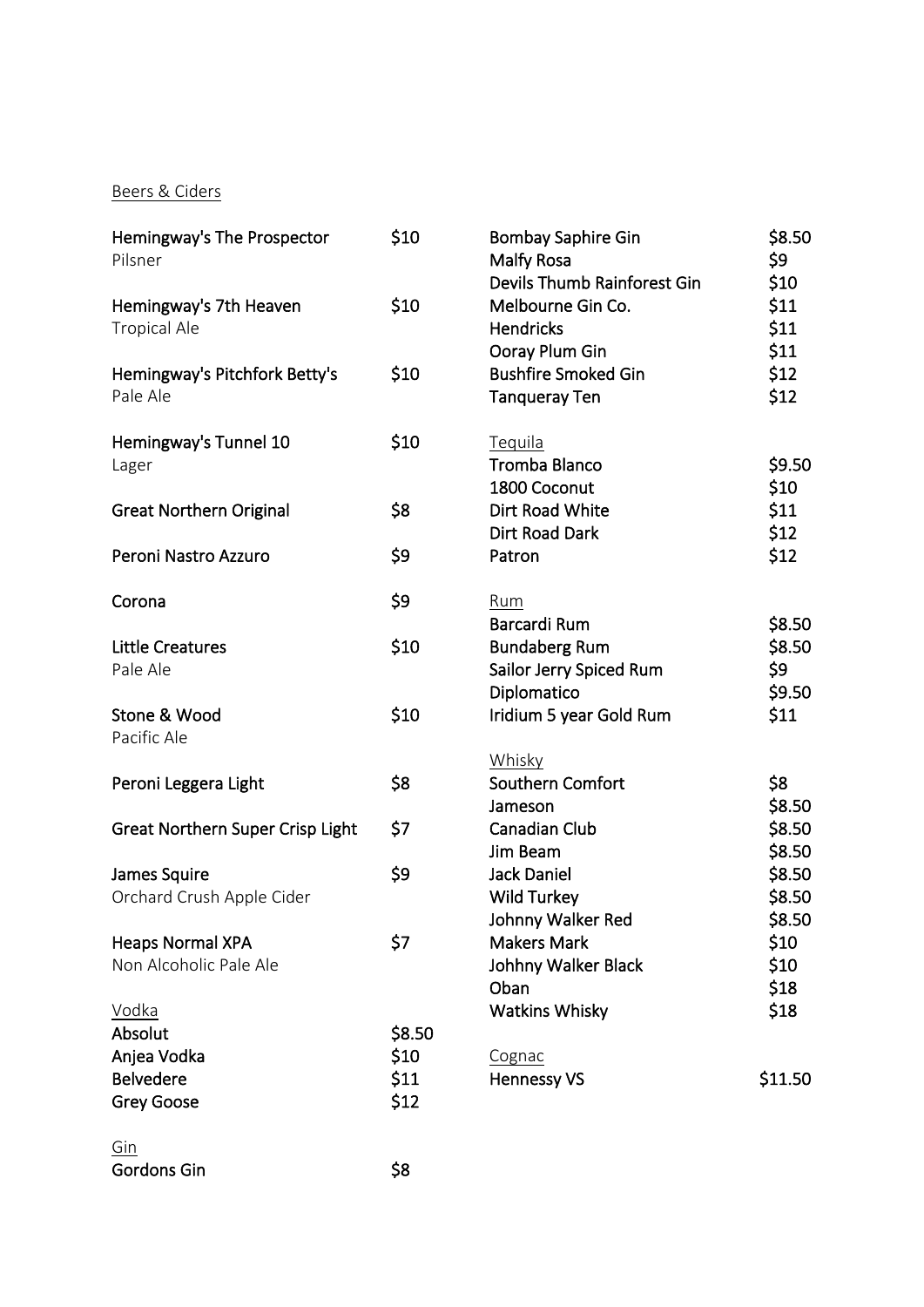## Beers & Ciders

| | |
|---|---|
| **Hemingway's The Prospector** Pilsner | $10 |
| **Hemingway's 7th Heaven** Tropical Ale | $10 |
| **Hemingway's Pitchfork Betty's** Pale Ale | $10 |
| **Hemingway's Tunnel 10** Lager | $10 |
| **Great Northern Original** | $8 |
| **Peroni Nastro Azzuro** | $9 |
| **Corona** | $9 |
| **Little Creatures** Pale Ale | $10 |
| **Stone & Wood** Pacific Ale | $10 |
| **Peroni Leggera Light** | $8 |
| **Great Northern Super Crisp Light** | $7 |
| **James Squire** Orchard Crush Apple Cider | $9 |
| **Heaps Normal XPA** Non Alcoholic Pale Ale | $7 |

## Vodka

| | |
|---|---|
| Absolut | $8.50 |
| Anjea Vodka | $10 |
| Belvedere | $11 |
| Grey Goose | $12 |

## Gin

| | |
|---|---|
| Gordons Gin | $8 |
| Bombay Saphire Gin | $8.50 |
| Malfy Rosa | $9 |
| Devils Thumb Rainforest Gin | $10 |
| Melbourne Gin Co. | $11 |
| Hendricks | $11 |
| Ooray Plum Gin | $11 |
| Bushfire Smoked Gin | $12 |
| Tanqueray Ten | $12 |

## Tequila

| | |
|---|---|
| Tromba Blanco | $9.50 |
| 1800 Coconut | $10 |
| Dirt Road White | $11 |
| Dirt Road Dark | $12 |
| Patron | $12 |

## Rum

| | |
|---|---|
| Barcardi Rum | $8.50 |
| Bundaberg Rum | $8.50 |
| Sailor Jerry Spiced Rum | $9 |
| Diplomatico | $9.50 |
| Iridium 5 year Gold Rum | $11 |

## Whisky

| | |
|---|---|
| Southern Comfort | $8 |
| Jameson | $8.50 |
| Canadian Club | $8.50 |
| Jim Beam | $8.50 |
| Jack Daniel | $8.50 |
| Wild Turkey | $8.50 |
| Johnny Walker Red | $8.50 |
| Makers Mark | $10 |
| Johhny Walker Black | $10 |
| Oban | $18 |
| Watkins Whisky | $18 |

## Cognac

| | |
|---|---|
| Hennessy VS | $11.50 |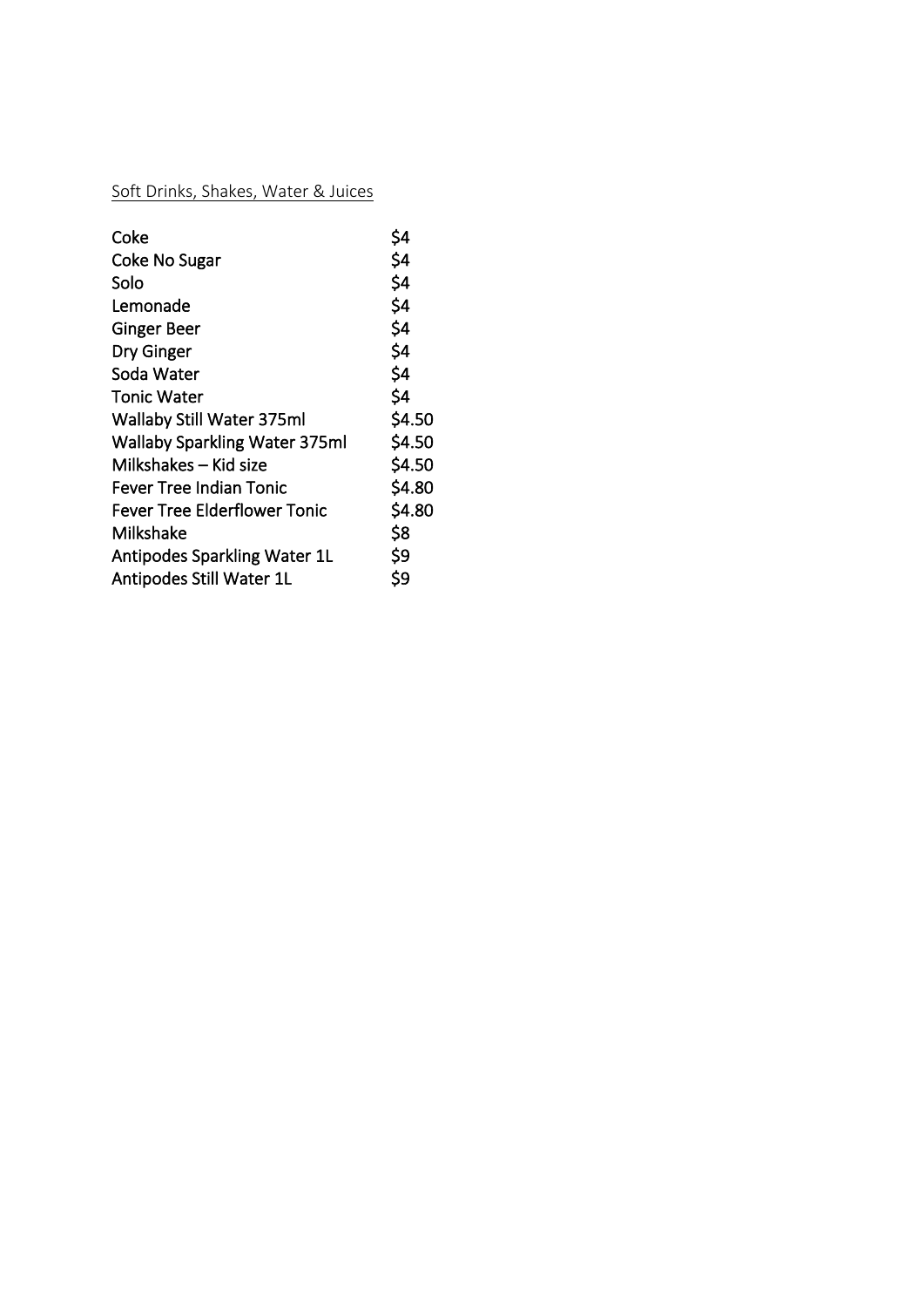Soft Drinks, Shakes, Water & Juices

| | |
|---|---|
| Coke | $4 |
| Coke No Sugar | $4 |
| Solo | $4 |
| Lemonade | $4 |
| Ginger Beer | $4 |
| Dry Ginger | $4 |
| Soda Water | $4 |
| Tonic Water | $4 |
| Wallaby Still Water 375ml | $4.50 |
| Wallaby Sparkling Water 375ml | $4.50 |
| Milkshakes – Kid size | $4.50 |
| Fever Tree Indian Tonic | $4.80 |
| Fever Tree Elderflower Tonic | $4.80 |
| Milkshake | $8 |
| Antipodes Sparkling Water 1L | $9 |
| Antipodes Still Water 1L | $9 |